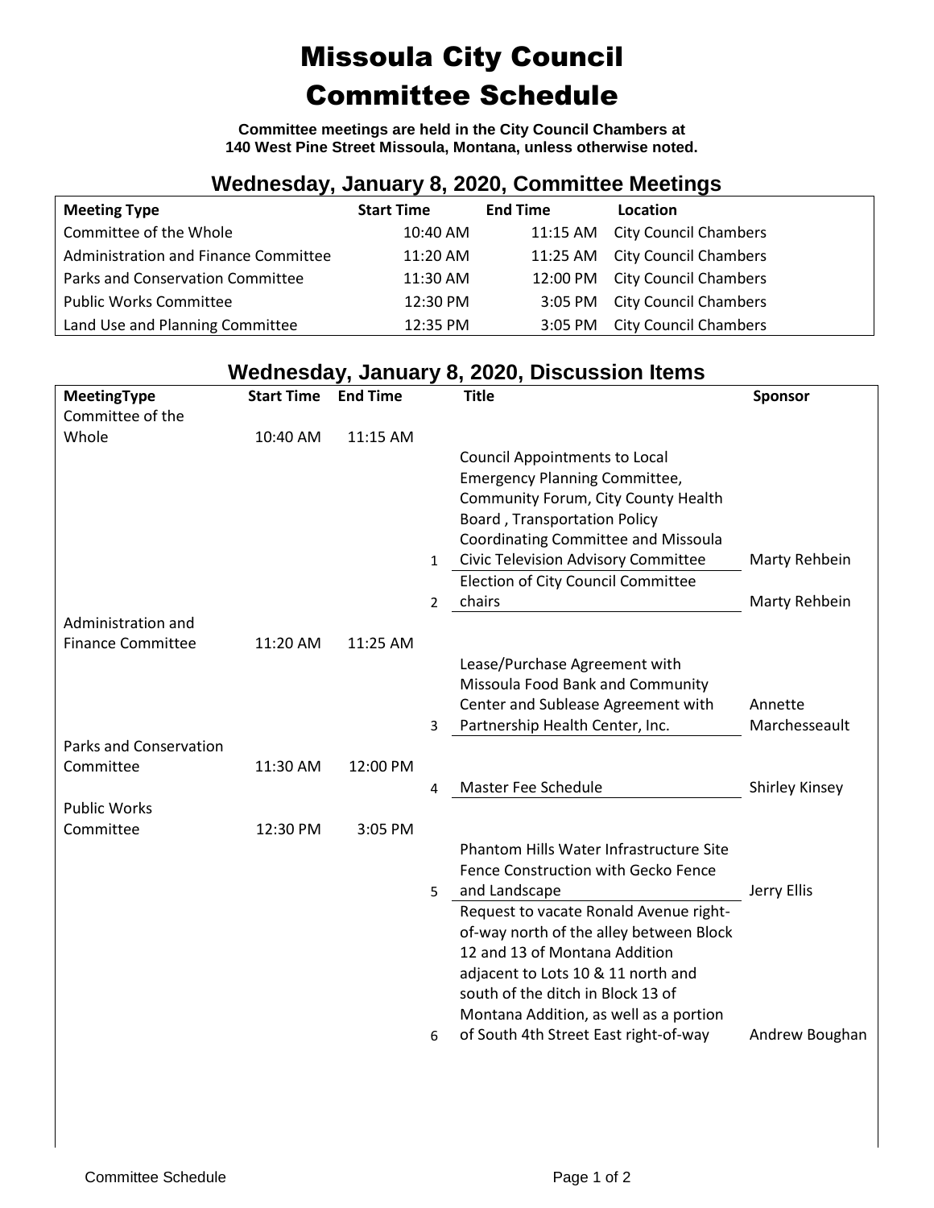# Missoula City Council Committee Schedule

**Committee meetings are held in the City Council Chambers at 140 West Pine Street Missoula, Montana, unless otherwise noted.**

## Wednesday, January 8, 2020, Committee Meetings

| Meeting Type | Start Time | End Time | Location |
|---|---|---|---|
| Committee of the Whole | 10:40 AM | 11:15 AM | City Council Chambers |
| Administration and Finance Committee | 11:20 AM | 11:25 AM | City Council Chambers |
| Parks and Conservation Committee | 11:30 AM | 12:00 PM | City Council Chambers |
| Public Works Committee | 12:30 PM | 3:05 PM | City Council Chambers |
| Land Use and Planning Committee | 12:35 PM | 3:05 PM | City Council Chambers |

## Wednesday, January 8, 2020, Discussion Items

| MeetingType | Start Time | End Time | | Title | Sponsor |
|---|---|---|---|---|---|
| Committee of the Whole | 10:40 AM | 11:15 AM | | | |
| | | | 1 | Council Appointments to Local Emergency Planning Committee, Community Forum, City County Health Board , Transportation Policy Coordinating Committee and Missoula Civic Television Advisory Committee | Marty Rehbein |
| | | | 2 | Election of City Council Committee chairs | Marty Rehbein |
| Administration and Finance Committee | 11:20 AM | 11:25 AM | | | |
| | | | 3 | Lease/Purchase Agreement with Missoula Food Bank and Community Center and Sublease Agreement with Partnership Health Center, Inc. | Annette Marchesseault |
| Parks and Conservation Committee | 11:30 AM | 12:00 PM | | | |
| | | | 4 | Master Fee Schedule | Shirley Kinsey |
| Public Works Committee | 12:30 PM | 3:05 PM | | | |
| | | | 5 | Phantom Hills Water Infrastructure Site Fence Construction with Gecko Fence and Landscape | Jerry Ellis |
| | | | 6 | Request to vacate Ronald Avenue right-of-way north of the alley between Block 12 and 13 of Montana Addition adjacent to Lots 10 & 11 north and south of the ditch in Block 13 of Montana Addition, as well as a portion of South 4th Street East right-of-way | Andrew Boughan |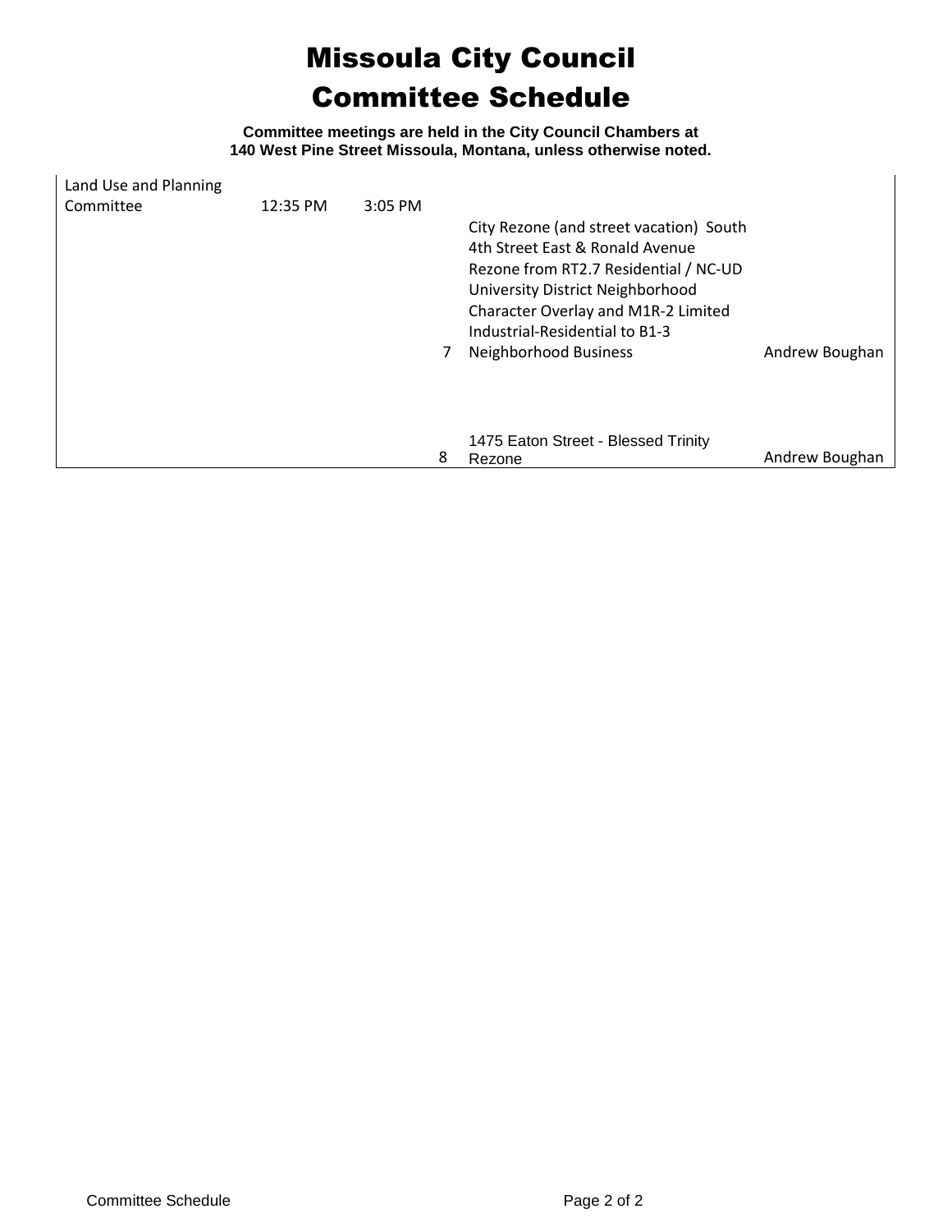# Missoula City Council
# Committee Schedule

**Committee meetings are held in the City Council Chambers at 140 West Pine Street Missoula, Montana, unless otherwise noted.**

| | | | | | |
|---|---|---|---|---|---|
| Land Use and Planning Committee | 12:35 PM | 3:05 PM | | | |
| | | | 7 | City Rezone (and street vacation) South 4th Street East & Ronald Avenue Rezone from RT2.7 Residential / NC-UD University District Neighborhood Character Overlay and M1R-2 Limited Industrial-Residential to B1-3 Neighborhood Business | Andrew Boughan |
| | | | 8 | 1475 Eaton Street - Blessed Trinity Rezone | Andrew Boughan |